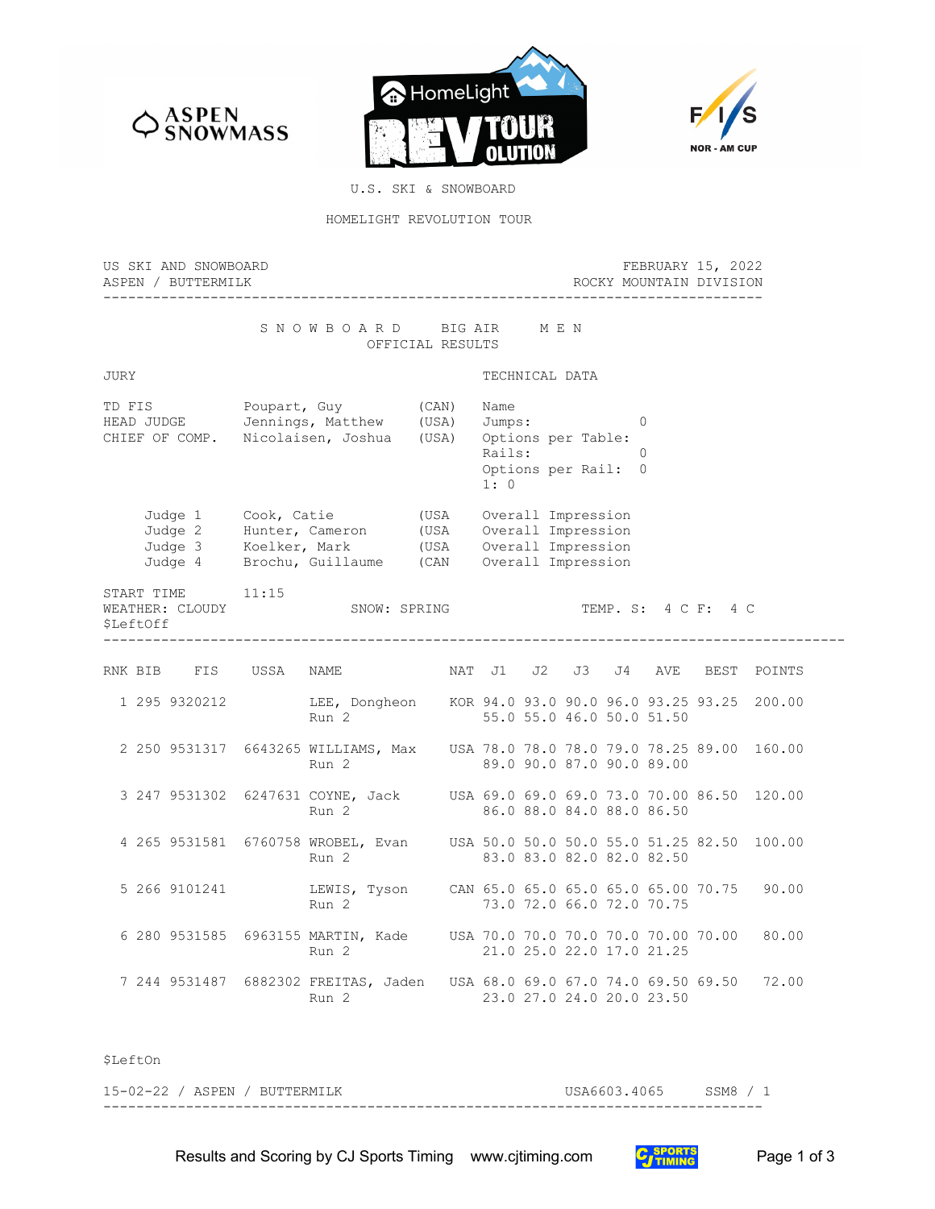U.S. SKI & SNOWBOARD

HOMELIGHT REVOLUTION TOUR

US SKI AND SNOWBOARD — FEBRUARY 15, 2022

ASPEN / BUTTERMILK — ROCKY MOUNTAIN DIVISION

# S N O W B O A R D   BIG AIR   M E N

## OFFICIAL RESULTS

**JURY**

| | | |
|---|---|---|
| TD FIS | Poupart, Guy | (CAN) |
| HEAD JUDGE | Jennings, Matthew | (USA) |
| CHIEF OF COMP. | Nicolaisen, Joshua | (USA) |

**TECHNICAL DATA**

Name

Jumps: 0

Options per Table:

Rails: 0

Options per Rail: 0

1: 0

| | | | |
|---|---|---|---|
| Judge 1 | Cook, Catie | (USA | Overall Impression |
| Judge 2 | Hunter, Cameron | (USA | Overall Impression |
| Judge 3 | Koelker, Mark | (USA | Overall Impression |
| Judge 4 | Brochu, Guillaume | (CAN | Overall Impression |

START TIME 11:15

WEATHER: CLOUDY — SNOW: SPRING — TEMP. S: 4 C F: 4 C

$LeftOff

| RNK | BIB | FIS | USSA | NAME | NAT | J1 | J2 | J3 | J4 | AVE | BEST | POINTS |
|---|---|---|---|---|---|---|---|---|---|---|---|---|
| 1 | 295 | 9320212 | | LEE, Dongheon | KOR | 94.0 | 93.0 | 90.0 | 96.0 | 93.25 | 93.25 | 200.00 |
| | | | | Run 2 | | 55.0 | 55.0 | 46.0 | 50.0 | 51.50 | | |
| 2 | 250 | 9531317 | 6643265 | WILLIAMS, Max | USA | 78.0 | 78.0 | 78.0 | 79.0 | 78.25 | 89.00 | 160.00 |
| | | | | Run 2 | | 89.0 | 90.0 | 87.0 | 90.0 | 89.00 | | |
| 3 | 247 | 9531302 | 6247631 | COYNE, Jack | USA | 69.0 | 69.0 | 69.0 | 73.0 | 70.00 | 86.50 | 120.00 |
| | | | | Run 2 | | 86.0 | 88.0 | 84.0 | 88.0 | 86.50 | | |
| 4 | 265 | 9531581 | 6760758 | WROBEL, Evan | USA | 50.0 | 50.0 | 50.0 | 55.0 | 51.25 | 82.50 | 100.00 |
| | | | | Run 2 | | 83.0 | 83.0 | 82.0 | 82.0 | 82.50 | | |
| 5 | 266 | 9101241 | | LEWIS, Tyson | CAN | 65.0 | 65.0 | 65.0 | 65.0 | 65.00 | 70.75 | 90.00 |
| | | | | Run 2 | | 73.0 | 72.0 | 66.0 | 72.0 | 70.75 | | |
| 6 | 280 | 9531585 | 6963155 | MARTIN, Kade | USA | 70.0 | 70.0 | 70.0 | 70.0 | 70.00 | 70.00 | 80.00 |
| | | | | Run 2 | | 21.0 | 25.0 | 22.0 | 17.0 | 21.25 | | |
| 7 | 244 | 9531487 | 6882302 | FREITAS, Jaden | USA | 68.0 | 69.0 | 67.0 | 74.0 | 69.50 | 69.50 | 72.00 |
| | | | | Run 2 | | 23.0 | 27.0 | 24.0 | 20.0 | 23.50 | | |

$LeftOn

15-02-22 / ASPEN / BUTTERMILK — USA6603.4065 — SSM8 / 1

Results and Scoring by CJ Sports Timing www.cjtiming.com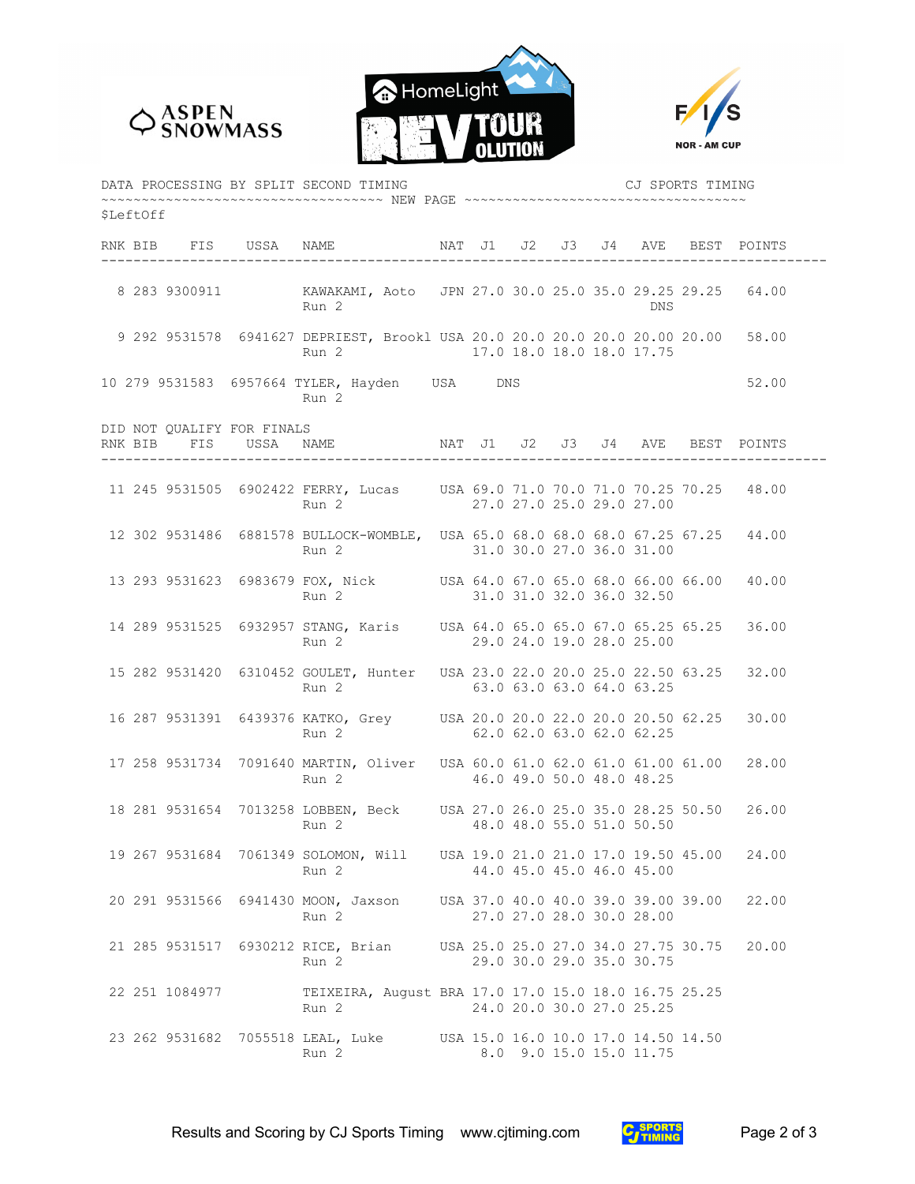DATA PROCESSING BY SPLIT SECOND TIMING CJ SPORTS TIMING

~~~~~~~~~~~~~~~~~~~~ NEW PAGE ~~~~~~~~~~~~~~~~~~~~

$LeftOff

| RNK | BIB | FIS | USSA | NAME | NAT | J1 | J2 | J3 | J4 | AVE | BEST | POINTS |
|---|---|---|---|---|---|---|---|---|---|---|---|---|
| 8 | 283 | 9300911 | | KAWAKAMI, Aoto | JPN | 27.0 | 30.0 | 25.0 | 35.0 | 29.25 | 29.25 | 64.00 |
| | | | | Run 2 | | | | | | DNS | | |
| 9 | 292 | 9531578 | 6941627 | DEPRIEST, Brookl | USA | 20.0 | 20.0 | 20.0 | 20.0 | 20.00 | 20.00 | 58.00 |
| | | | | Run 2 | | 17.0 | 18.0 | 18.0 | 18.0 | 17.75 | | |
| 10 | 279 | 9531583 | 6957664 | TYLER, Hayden | USA | DNS | | | | | | 52.00 |
| | | | | Run 2 | | | | | | | | |

DID NOT QUALIFY FOR FINALS

| RNK | BIB | FIS | USSA | NAME | NAT | J1 | J2 | J3 | J4 | AVE | BEST | POINTS |
|---|---|---|---|---|---|---|---|---|---|---|---|---|
| 11 | 245 | 9531505 | 6902422 | FERRY, Lucas | USA | 69.0 | 71.0 | 70.0 | 71.0 | 70.25 | 70.25 | 48.00 |
| | | | | Run 2 | | 27.0 | 27.0 | 25.0 | 29.0 | 27.00 | | |
| 12 | 302 | 9531486 | 6881578 | BULLOCK-WOMBLE, | USA | 65.0 | 68.0 | 68.0 | 68.0 | 67.25 | 67.25 | 44.00 |
| | | | | Run 2 | | 31.0 | 30.0 | 27.0 | 36.0 | 31.00 | | |
| 13 | 293 | 9531623 | 6983679 | FOX, Nick | USA | 64.0 | 67.0 | 65.0 | 68.0 | 66.00 | 66.00 | 40.00 |
| | | | | Run 2 | | 31.0 | 31.0 | 32.0 | 36.0 | 32.50 | | |
| 14 | 289 | 9531525 | 6932957 | STANG, Karis | USA | 64.0 | 65.0 | 65.0 | 67.0 | 65.25 | 65.25 | 36.00 |
| | | | | Run 2 | | 29.0 | 24.0 | 19.0 | 28.0 | 25.00 | | |
| 15 | 282 | 9531420 | 6310452 | GOULET, Hunter | USA | 23.0 | 22.0 | 20.0 | 25.0 | 22.50 | 63.25 | 32.00 |
| | | | | Run 2 | | 63.0 | 63.0 | 63.0 | 64.0 | 63.25 | | |
| 16 | 287 | 9531391 | 6439376 | KATKO, Grey | USA | 20.0 | 20.0 | 22.0 | 20.0 | 20.50 | 62.25 | 30.00 |
| | | | | Run 2 | | 62.0 | 62.0 | 63.0 | 62.0 | 62.25 | | |
| 17 | 258 | 9531734 | 7091640 | MARTIN, Oliver | USA | 60.0 | 61.0 | 62.0 | 61.0 | 61.00 | 61.00 | 28.00 |
| | | | | Run 2 | | 46.0 | 49.0 | 50.0 | 48.0 | 48.25 | | |
| 18 | 281 | 9531654 | 7013258 | LOBBEN, Beck | USA | 27.0 | 26.0 | 25.0 | 35.0 | 28.25 | 50.50 | 26.00 |
| | | | | Run 2 | | 48.0 | 48.0 | 55.0 | 51.0 | 50.50 | | |
| 19 | 267 | 9531684 | 7061349 | SOLOMON, Will | USA | 19.0 | 21.0 | 21.0 | 17.0 | 19.50 | 45.00 | 24.00 |
| | | | | Run 2 | | 44.0 | 45.0 | 45.0 | 46.0 | 45.00 | | |
| 20 | 291 | 9531566 | 6941430 | MOON, Jaxson | USA | 37.0 | 40.0 | 40.0 | 39.0 | 39.00 | 39.00 | 22.00 |
| | | | | Run 2 | | 27.0 | 27.0 | 28.0 | 30.0 | 28.00 | | |
| 21 | 285 | 9531517 | 6930212 | RICE, Brian | USA | 25.0 | 25.0 | 27.0 | 34.0 | 27.75 | 30.75 | 20.00 |
| | | | | Run 2 | | 29.0 | 30.0 | 29.0 | 35.0 | 30.75 | | |
| 22 | 251 | 1084977 | | TEIXEIRA, August | BRA | 17.0 | 17.0 | 15.0 | 18.0 | 16.75 | 25.25 | |
| | | | | Run 2 | | 24.0 | 20.0 | 30.0 | 27.0 | 25.25 | | |
| 23 | 262 | 9531682 | 7055518 | LEAL, Luke | USA | 15.0 | 16.0 | 10.0 | 17.0 | 14.50 | 14.50 | |
| | | | | Run 2 | | 8.0 | 9.0 | 15.0 | 15.0 | 11.75 | | |

Results and Scoring by CJ Sports Timing www.cjtiming.com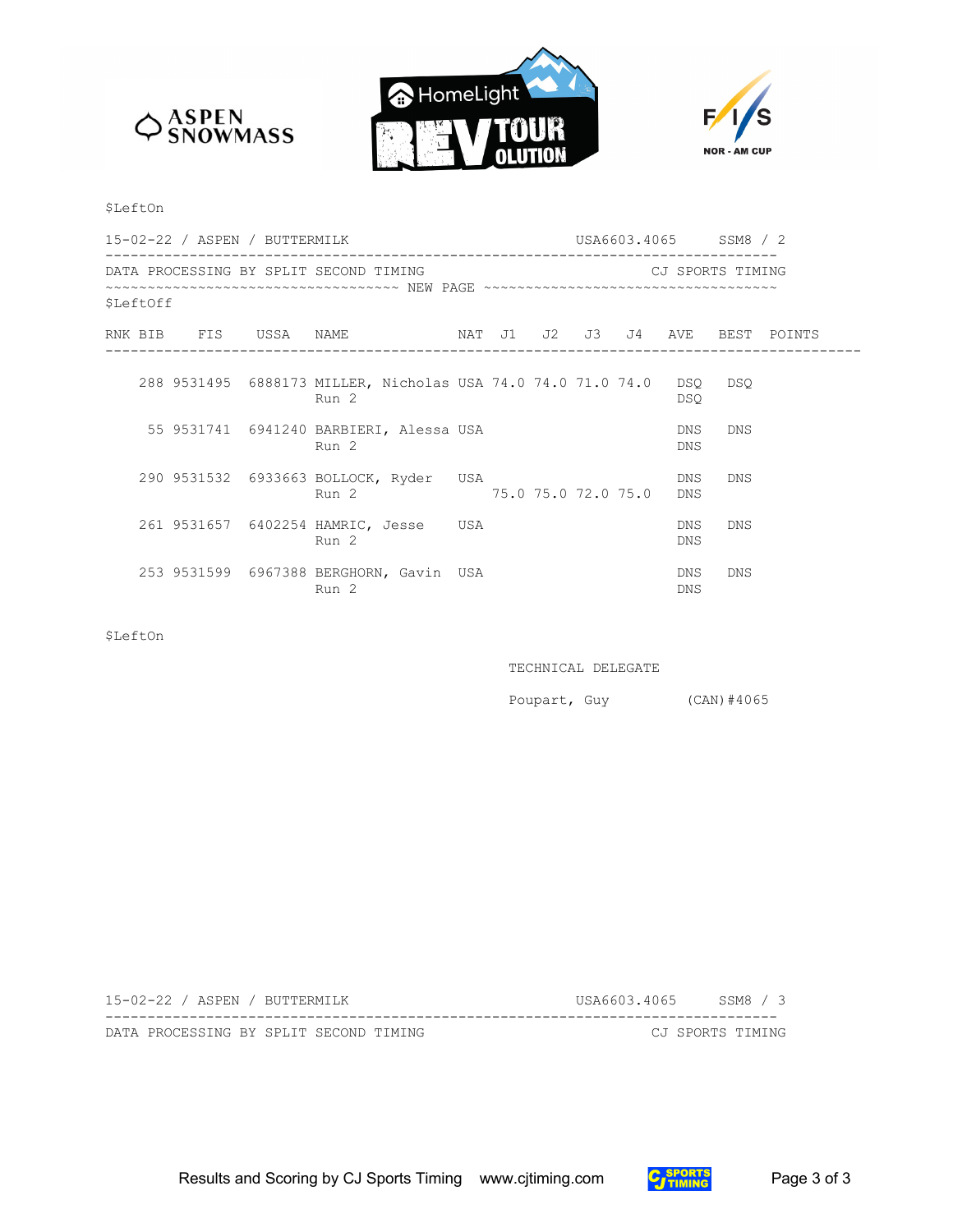$LeftOn

15-02-22 / ASPEN / BUTTERMILK USA6603.4065 SSM8 / 2

DATA PROCESSING BY SPLIT SECOND TIMING CJ SPORTS TIMING

~~~~~~~~~~~~~~~~~~~~~~~~~~~~~~~~~~~ NEW PAGE ~~~~~~~~~~~~~~~~~~~~~~~~~~~~~~~~~~~

$LeftOff

| RNK | BIB | FIS | USSA | NAME | NAT | J1 | J2 | J3 | J4 | AVE | BEST | POINTS |
|---|---|---|---|---|---|---|---|---|---|---|---|---|
| | 288 | 9531495 | 6888173 | MILLER, Nicholas | USA | 74.0 | 74.0 | 71.0 | 74.0 | DSQ | DSQ | |
| | | | | Run 2 | | | | | | DSQ | | |
| | 55 | 9531741 | 6941240 | BARBIERI, Alessa | USA | | | | | DNS | DNS | |
| | | | | Run 2 | | | | | | DNS | | |
| | 290 | 9531532 | 6933663 | BOLLOCK, Ryder | USA | | | | | DNS | DNS | |
| | | | | Run 2 | | 75.0 | 75.0 | 72.0 | 75.0 | DNS | | |
| | 261 | 9531657 | 6402254 | HAMRIC, Jesse | USA | | | | | DNS | DNS | |
| | | | | Run 2 | | | | | | DNS | | |
| | 253 | 9531599 | 6967388 | BERGHORN, Gavin | USA | | | | | DNS | DNS | |
| | | | | Run 2 | | | | | | DNS | | |

$LeftOn

TECHNICAL DELEGATE

Poupart, Guy (CAN)#4065

15-02-22 / ASPEN / BUTTERMILK USA6603.4065 SSM8 / 3

DATA PROCESSING BY SPLIT SECOND TIMING CJ SPORTS TIMING

Results and Scoring by CJ Sports Timing www.cjtiming.com